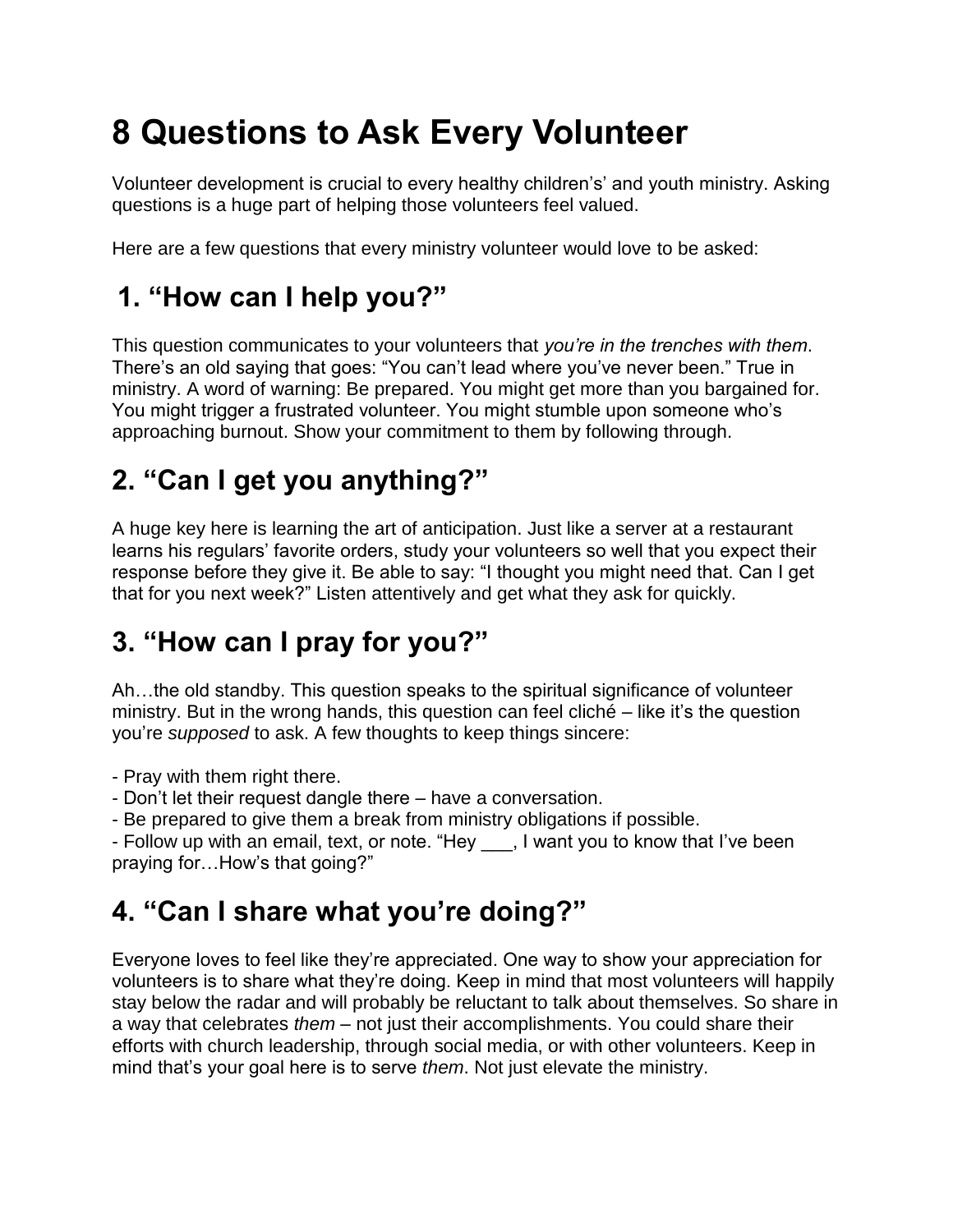# 8 Questions to Ask Every Volunteer

Volunteer development is crucial to every healthy children's' and youth ministry. Asking questions is a huge part of helping those volunteers feel valued.

Here are a few questions that every ministry volunteer would love to be asked:

## 1. "How can I help you?"

This question communicates to your volunteers that *you're in the trenches with them*. There's an old saying that goes: "You can't lead where you've never been." True in ministry. A word of warning: Be prepared. You might get more than you bargained for. You might trigger a frustrated volunteer. You might stumble upon someone who's approaching burnout. Show your commitment to them by following through.

## 2. "Can I get you anything?"

A huge key here is learning the art of anticipation. Just like a server at a restaurant learns his regulars' favorite orders, study your volunteers so well that you expect their response before they give it. Be able to say: "I thought you might need that. Can I get that for you next week?" Listen attentively and get what they ask for quickly.

## 3. "How can I pray for you?"

Ah…the old standby. This question speaks to the spiritual significance of volunteer ministry. But in the wrong hands, this question can feel cliché – like it's the question you're *supposed* to ask. A few thoughts to keep things sincere:

- Pray with them right there.
- Don't let their request dangle there – have a conversation.
- Be prepared to give them a break from ministry obligations if possible.
- Follow up with an email, text, or note. "Hey ___, I want you to know that I've been praying for…How's that going?"

## 4. "Can I share what you're doing?"

Everyone loves to feel like they're appreciated. One way to show your appreciation for volunteers is to share what they're doing. Keep in mind that most volunteers will happily stay below the radar and will probably be reluctant to talk about themselves. So share in a way that celebrates *them* – not just their accomplishments. You could share their efforts with church leadership, through social media, or with other volunteers. Keep in mind that's your goal here is to serve *them*. Not just elevate the ministry.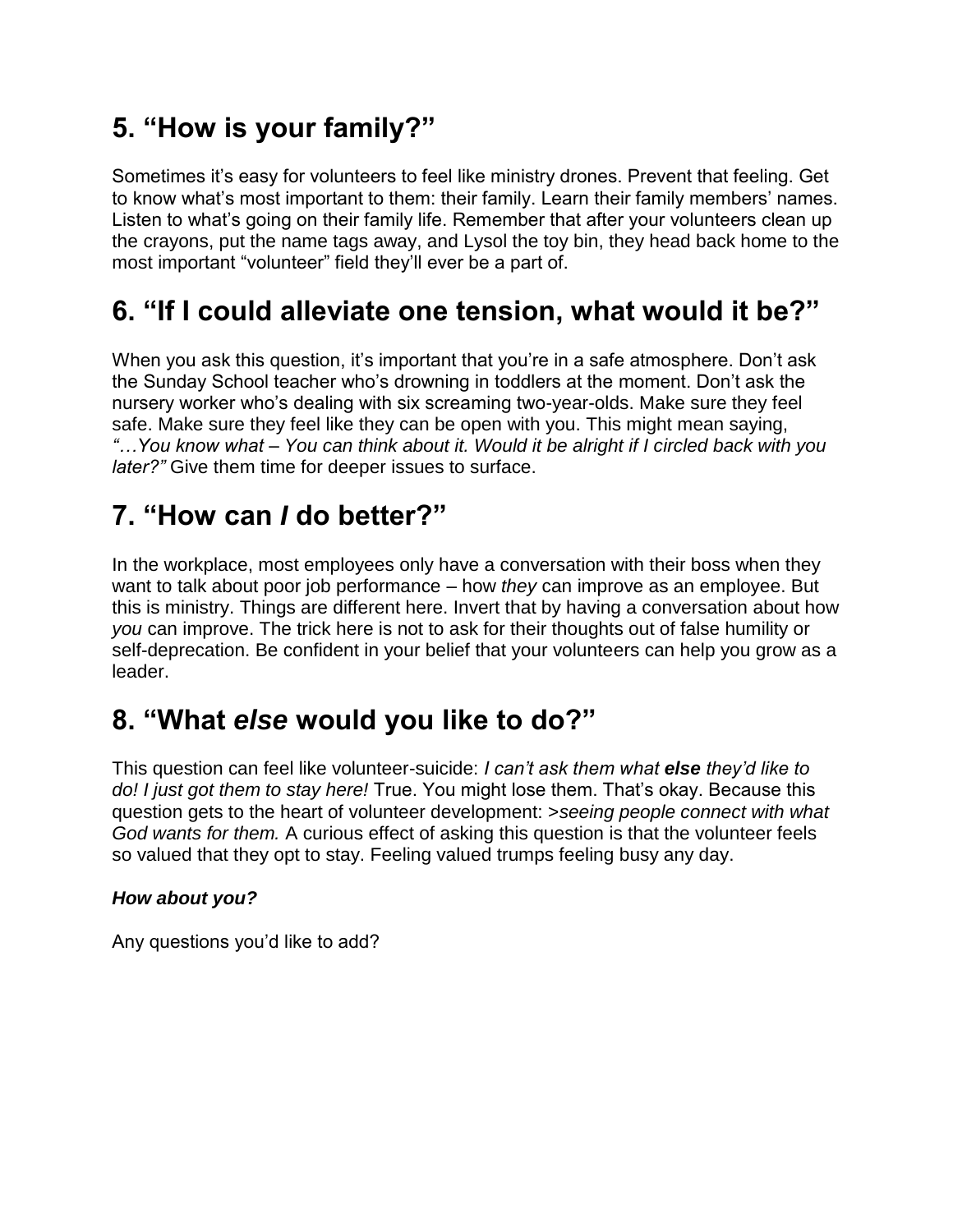## 5. “How is your family?”

Sometimes it’s easy for volunteers to feel like ministry drones. Prevent that feeling. Get to know what’s most important to them: their family. Learn their family members’ names. Listen to what’s going on their family life. Remember that after your volunteers clean up the crayons, put the name tags away, and Lysol the toy bin, they head back home to the most important “volunteer” field they’ll ever be a part of.

## 6. “If I could alleviate one tension, what would it be?”

When you ask this question, it’s important that you’re in a safe atmosphere. Don’t ask the Sunday School teacher who’s drowning in toddlers at the moment. Don’t ask the nursery worker who’s dealing with six screaming two-year-olds. Make sure they feel safe. Make sure they feel like they can be open with you. This might mean saying, *“…You know what – You can think about it. Would it be alright if I circled back with you later?”* Give them time for deeper issues to surface.

## 7. “How can *I* do better?”

In the workplace, most employees only have a conversation with their boss when they want to talk about poor job performance – how *they* can improve as an employee. But this is ministry. Things are different here. Invert that by having a conversation about how *you* can improve. The trick here is not to ask for their thoughts out of false humility or self-deprecation. Be confident in your belief that your volunteers can help you grow as a leader.

## 8. “What *else* would you like to do?”

This question can feel like volunteer-suicide: *I can’t ask them what **else** they’d like to do! I just got them to stay here!* True. You might lose them. That’s okay. Because this question gets to the heart of volunteer development: >*seeing people connect with what God wants for them.* A curious effect of asking this question is that the volunteer feels so valued that they opt to stay. Feeling valued trumps feeling busy any day.

***How about you?***

Any questions you’d like to add?